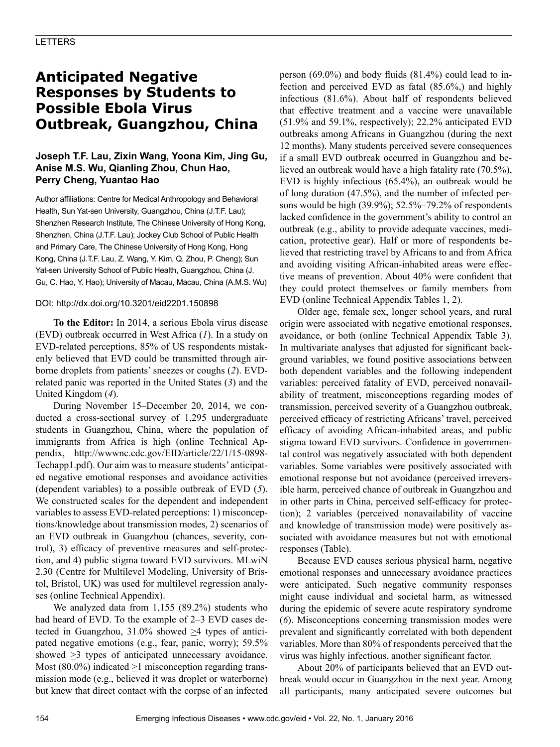LETTERS

# Anticipated Negative Responses by Students to Possible Ebola Virus Outbreak, Guangzhou, China

**Joseph T.F. Lau, Zixin Wang, Yoona Kim, Jing Gu, Anise M.S. Wu, Qianling Zhou, Chun Hao, Perry Cheng, Yuantao Hao**

Author affiliations: Centre for Medical Anthropology and Behavioral Health, Sun Yat-sen University, Guangzhou, China (J.T.F. Lau); Shenzhen Research Institute, The Chinese University of Hong Kong, Shenzhen, China (J.T.F. Lau); Jockey Club School of Public Health and Primary Care, The Chinese University of Hong Kong, Hong Kong, China (J.T.F. Lau, Z. Wang, Y. Kim, Q. Zhou, P. Cheng); Sun Yat-sen University School of Public Health, Guangzhou, China (J. Gu, C. Hao, Y. Hao); University of Macau, Macau, China (A.M.S. Wu)

DOI: http://dx.doi.org/10.3201/eid2201.150898

**To the Editor:** In 2014, a serious Ebola virus disease (EVD) outbreak occurred in West Africa (*1*). In a study on EVD-related perceptions, 85% of US respondents mistakenly believed that EVD could be transmitted through airborne droplets from patients' sneezes or coughs (*2*). EVD-related panic was reported in the United States (*3*) and the United Kingdom (*4*).

During November 15–December 20, 2014, we conducted a cross-sectional survey of 1,295 undergraduate students in Guangzhou, China, where the population of immigrants from Africa is high (online Technical Appendix, http://wwwnc.cdc.gov/EID/article/22/1/15-0898-Techapp1.pdf). Our aim was to measure students' anticipated negative emotional responses and avoidance activities (dependent variables) to a possible outbreak of EVD (*5*). We constructed scales for the dependent and independent variables to assess EVD-related perceptions: 1) misconceptions/knowledge about transmission modes, 2) scenarios of an EVD outbreak in Guangzhou (chances, severity, control), 3) efficacy of preventive measures and self-protection, and 4) public stigma toward EVD survivors. MLwiN 2.30 (Centre for Multilevel Modeling, University of Bristol, Bristol, UK) was used for multilevel regression analyses (online Technical Appendix).

We analyzed data from 1,155 (89.2%) students who had heard of EVD. To the example of 2–3 EVD cases detected in Guangzhou, 31.0% showed $\geq$4 types of anticipated negative emotions (e.g., fear, panic, worry); 59.5% showed $\geq$3 types of anticipated unnecessary avoidance. Most (80.0%) indicated $\geq$1 misconception regarding transmission mode (e.g., believed it was droplet or waterborne) but knew that direct contact with the corpse of an infected person (69.0%) and body fluids (81.4%) could lead to infection and perceived EVD as fatal (85.6%,) and highly infectious (81.6%). About half of respondents believed that effective treatment and a vaccine were unavailable (51.9% and 59.1%, respectively); 22.2% anticipated EVD outbreaks among Africans in Guangzhou (during the next 12 months). Many students perceived severe consequences if a small EVD outbreak occurred in Guangzhou and believed an outbreak would have a high fatality rate (70.5%), EVD is highly infectious (65.4%), an outbreak would be of long duration (47.5%), and the number of infected persons would be high (39.9%); 52.5%–79.2% of respondents lacked confidence in the government's ability to control an outbreak (e.g., ability to provide adequate vaccines, medication, protective gear). Half or more of respondents believed that restricting travel by Africans to and from Africa and avoiding visiting African-inhabited areas were effective means of prevention. About 40% were confident that they could protect themselves or family members from EVD (online Technical Appendix Tables 1, 2).

Older age, female sex, longer school years, and rural origin were associated with negative emotional responses, avoidance, or both (online Technical Appendix Table 3). In multivariate analyses that adjusted for significant background variables, we found positive associations between both dependent variables and the following independent variables: perceived fatality of EVD, perceived nonavailability of treatment, misconceptions regarding modes of transmission, perceived severity of a Guangzhou outbreak, perceived efficacy of restricting Africans' travel, perceived efficacy of avoiding African-inhabited areas, and public stigma toward EVD survivors. Confidence in governmental control was negatively associated with both dependent variables. Some variables were positively associated with emotional response but not avoidance (perceived irreversible harm, perceived chance of outbreak in Guangzhou and in other parts in China, perceived self-efficacy for protection); 2 variables (perceived nonavailability of vaccine and knowledge of transmission mode) were positively associated with avoidance measures but not with emotional responses (Table).

Because EVD causes serious physical harm, negative emotional responses and unnecessary avoidance practices were anticipated. Such negative community responses might cause individual and societal harm, as witnessed during the epidemic of severe acute respiratory syndrome (*6*). Misconceptions concerning transmission modes were prevalent and significantly correlated with both dependent variables. More than 80% of respondents perceived that the virus was highly infectious, another significant factor.

About 20% of participants believed that an EVD outbreak would occur in Guangzhou in the next year. Among all participants, many anticipated severe outcomes but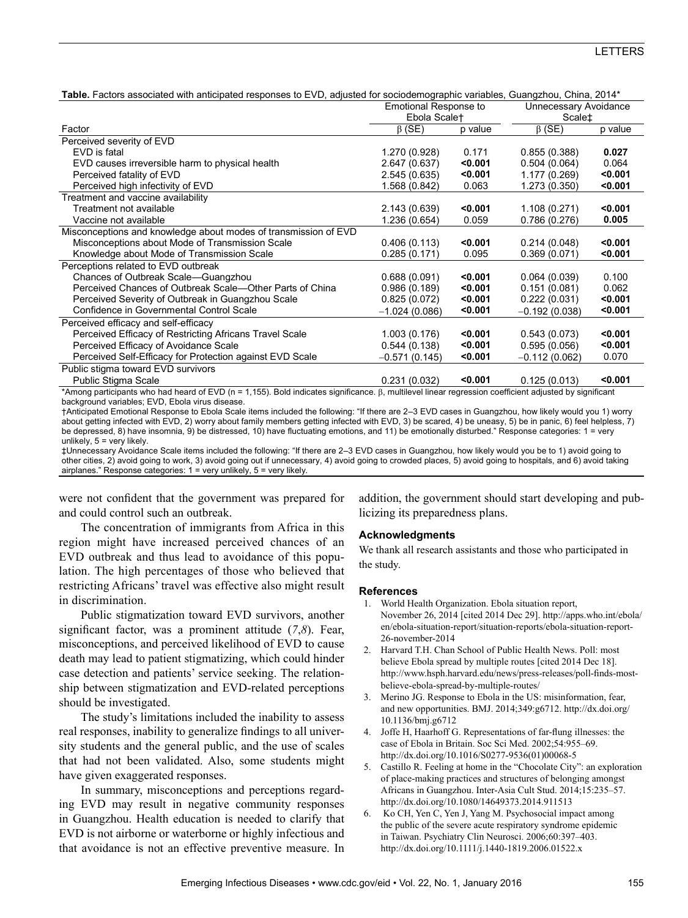**Table.** Factors associated with anticipated responses to EVD, adjusted for sociodemographic variables, Guangzhou, China, 2014*

| Factor | Emotional Response to Ebola Scale† | | Unnecessary Avoidance Scale‡ | |
|---|---|---|---|---|
| | β (SE) | p value | β (SE) | p value |
| **Perceived severity of EVD** | | | | |
| EVD is fatal | 1.270 (0.928) | 0.171 | 0.855 (0.388) | **0.027** |
| EVD causes irreversible harm to physical health | 2.647 (0.637) | **<0.001** | 0.504 (0.064) | 0.064 |
| Perceived fatality of EVD | 2.545 (0.635) | **<0.001** | 1.177 (0.269) | **<0.001** |
| Perceived high infectivity of EVD | 1.568 (0.842) | 0.063 | 1.273 (0.350) | **<0.001** |
| **Treatment and vaccine availability** | | | | |
| Treatment not available | 2.143 (0.639) | **<0.001** | 1.108 (0.271) | **<0.001** |
| Vaccine not available | 1.236 (0.654) | 0.059 | 0.786 (0.276) | **0.005** |
| **Misconceptions and knowledge about modes of transmission of EVD** | | | | |
| Misconceptions about Mode of Transmission Scale | 0.406 (0.113) | **<0.001** | 0.214 (0.048) | **<0.001** |
| Knowledge about Mode of Transmission Scale | 0.285 (0.171) | 0.095 | 0.369 (0.071) | **<0.001** |
| **Perceptions related to EVD outbreak** | | | | |
| Chances of Outbreak Scale—Guangzhou | 0.688 (0.091) | **<0.001** | 0.064 (0.039) | 0.100 |
| Perceived Chances of Outbreak Scale—Other Parts of China | 0.986 (0.189) | **<0.001** | 0.151 (0.081) | 0.062 |
| Perceived Severity of Outbreak in Guangzhou Scale | 0.825 (0.072) | **<0.001** | 0.222 (0.031) | **<0.001** |
| Confidence in Governmental Control Scale | −1.024 (0.086) | **<0.001** | −0.192 (0.038) | **<0.001** |
| **Perceived efficacy and self-efficacy** | | | | |
| Perceived Efficacy of Restricting Africans Travel Scale | 1.003 (0.176) | **<0.001** | 0.543 (0.073) | **<0.001** |
| Perceived Efficacy of Avoidance Scale | 0.544 (0.138) | **<0.001** | 0.595 (0.056) | **<0.001** |
| Perceived Self-Efficacy for Protection against EVD Scale | −0.571 (0.145) | **<0.001** | −0.112 (0.062) | 0.070 |
| **Public stigma toward EVD survivors** | | | | |
| Public Stigma Scale | 0.231 (0.032) | **<0.001** | 0.125 (0.013) | **<0.001** |

*Among participants who had heard of EVD (n = 1,155). Bold indicates significance. β, multilevel linear regression coefficient adjusted by significant background variables; EVD, Ebola virus disease.

†Anticipated Emotional Response to Ebola Scale items included the following: "If there are 2–3 EVD cases in Guangzhou, how likely would you 1) worry about getting infected with EVD, 2) worry about family members getting infected with EVD, 3) be scared, 4) be uneasy, 5) be in panic, 6) feel helpless, 7) be depressed, 8) have insomnia, 9) be distressed, 10) have fluctuating emotions, and 11) be emotionally disturbed." Response categories: 1 = very unlikely, 5 = very likely.

‡Unnecessary Avoidance Scale items included the following: "If there are 2–3 EVD cases in Guangzhou, how likely would you be to 1) avoid going to other cities, 2) avoid going to work, 3) avoid going out if unnecessary, 4) avoid going to crowded places, 5) avoid going to hospitals, and 6) avoid taking airplanes." Response categories: 1 = very unlikely, 5 = very likely.

were not confident that the government was prepared for and could control such an outbreak.

The concentration of immigrants from Africa in this region might have increased perceived chances of an EVD outbreak and thus lead to avoidance of this population. The high percentages of those who believed that restricting Africans' travel was effective also might result in discrimination.

Public stigmatization toward EVD survivors, another significant factor, was a prominent attitude (*7*,*8*). Fear, misconceptions, and perceived likelihood of EVD to cause death may lead to patient stigmatizing, which could hinder case detection and patients' service seeking. The relationship between stigmatization and EVD-related perceptions should be investigated.

The study's limitations included the inability to assess real responses, inability to generalize findings to all university students and the general public, and the use of scales that had not been validated. Also, some students might have given exaggerated responses.

In summary, misconceptions and perceptions regarding EVD may result in negative community responses in Guangzhou. Health education is needed to clarify that EVD is not airborne or waterborne or highly infectious and that avoidance is not an effective preventive measure. In addition, the government should start developing and publicizing its preparedness plans.

### Acknowledgments

We thank all research assistants and those who participated in the study.

### References

1. World Health Organization. Ebola situation report, November 26, 2014 [cited 2014 Dec 29]. http://apps.who.int/ebola/en/ebola-situation-report/situation-reports/ebola-situation-report-26-november-2014
2. Harvard T.H. Chan School of Public Health News. Poll: most believe Ebola spread by multiple routes [cited 2014 Dec 18]. http://www.hsph.harvard.edu/news/press-releases/poll-finds-most-believe-ebola-spread-by-multiple-routes/
3. Merino JG. Response to Ebola in the US: misinformation, fear, and new opportunities. BMJ. 2014;349:g6712. http://dx.doi.org/10.1136/bmj.g6712
4. Joffe H, Haarhoff G. Representations of far-flung illnesses: the case of Ebola in Britain. Soc Sci Med. 2002;54:955–69. http://dx.doi.org/10.1016/S0277-9536(01)00068-5
5. Castillo R. Feeling at home in the "Chocolate City": an exploration of place-making practices and structures of belonging amongst Africans in Guangzhou. Inter-Asia Cult Stud. 2014;15:235–57. http://dx.doi.org/10.1080/14649373.2014.911513
6. Ko CH, Yen C, Yen J, Yang M. Psychosocial impact among the public of the severe acute respiratory syndrome epidemic in Taiwan. Psychiatry Clin Neurosci. 2006;60:397–403. http://dx.doi.org/10.1111/j.1440-1819.2006.01522.x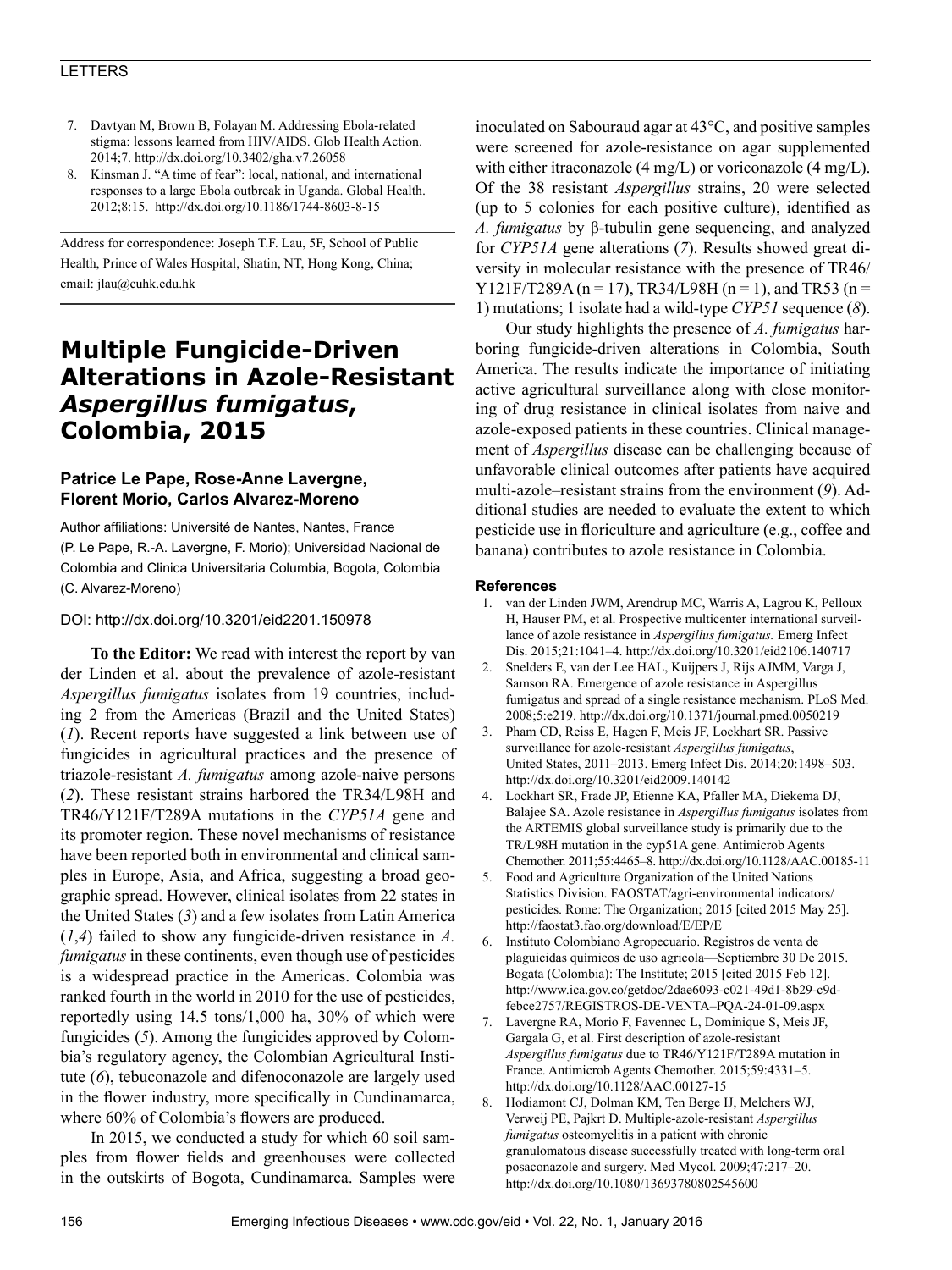7. Davtyan M, Brown B, Folayan M. Addressing Ebola-related stigma: lessons learned from HIV/AIDS. Glob Health Action. 2014;7. http://dx.doi.org/10.3402/gha.v7.26058
8. Kinsman J. "A time of fear": local, national, and international responses to a large Ebola outbreak in Uganda. Global Health. 2012;8:15. http://dx.doi.org/10.1186/1744-8603-8-15

Address for correspondence: Joseph T.F. Lau, 5F, School of Public Health, Prince of Wales Hospital, Shatin, NT, Hong Kong, China; email: jlau@cuhk.edu.hk

# Multiple Fungicide-Driven Alterations in Azole-Resistant *Aspergillus fumigatus*, Colombia, 2015

**Patrice Le Pape, Rose-Anne Lavergne, Florent Morio, Carlos Alvarez-Moreno**

Author affiliations: Université de Nantes, Nantes, France (P. Le Pape, R.-A. Lavergne, F. Morio); Universidad Nacional de Colombia and Clinica Universitaria Columbia, Bogota, Colombia (C. Alvarez-Moreno)

DOI: http://dx.doi.org/10.3201/eid2201.150978

**To the Editor:** We read with interest the report by van der Linden et al. about the prevalence of azole-resistant *Aspergillus fumigatus* isolates from 19 countries, including 2 from the Americas (Brazil and the United States) (*1*). Recent reports have suggested a link between use of fungicides in agricultural practices and the presence of triazole-resistant *A. fumigatus* among azole-naive persons (*2*). These resistant strains harbored the TR34/L98H and TR46/Y121F/T289A mutations in the *CYP51A* gene and its promoter region. These novel mechanisms of resistance have been reported both in environmental and clinical samples in Europe, Asia, and Africa, suggesting a broad geographic spread. However, clinical isolates from 22 states in the United States (*3*) and a few isolates from Latin America (*1*,*4*) failed to show any fungicide-driven resistance in *A. fumigatus* in these continents, even though use of pesticides is a widespread practice in the Americas. Colombia was ranked fourth in the world in 2010 for the use of pesticides, reportedly using 14.5 tons/1,000 ha, 30% of which were fungicides (*5*). Among the fungicides approved by Colombia's regulatory agency, the Colombian Agricultural Institute (*6*), tebuconazole and difenoconazole are largely used in the flower industry, more specifically in Cundinamarca, where 60% of Colombia's flowers are produced.

In 2015, we conducted a study for which 60 soil samples from flower fields and greenhouses were collected in the outskirts of Bogota, Cundinamarca. Samples were inoculated on Sabouraud agar at 43°C, and positive samples were screened for azole-resistance on agar supplemented with either itraconazole (4 mg/L) or voriconazole (4 mg/L). Of the 38 resistant *Aspergillus* strains, 20 were selected (up to 5 colonies for each positive culture), identified as *A. fumigatus* by β-tubulin gene sequencing, and analyzed for *CYP51A* gene alterations (*7*). Results showed great diversity in molecular resistance with the presence of TR46/Y121F/T289A (n = 17), TR34/L98H (n = 1), and TR53 (n = 1) mutations; 1 isolate had a wild-type *CYP51* sequence (*8*).

Our study highlights the presence of *A. fumigatus* harboring fungicide-driven alterations in Colombia, South America. The results indicate the importance of initiating active agricultural surveillance along with close monitoring of drug resistance in clinical isolates from naive and azole-exposed patients in these countries. Clinical management of *Aspergillus* disease can be challenging because of unfavorable clinical outcomes after patients have acquired multi-azole–resistant strains from the environment (*9*). Additional studies are needed to evaluate the extent to which pesticide use in floriculture and agriculture (e.g., coffee and banana) contributes to azole resistance in Colombia.

## References

1. van der Linden JWM, Arendrup MC, Warris A, Lagrou K, Pelloux H, Hauser PM, et al. Prospective multicenter international surveillance of azole resistance in *Aspergillus fumigatus.* Emerg Infect Dis. 2015;21:1041–4. http://dx.doi.org/10.3201/eid2106.140717
2. Snelders E, van der Lee HAL, Kuijpers J, Rijs AJMM, Varga J, Samson RA. Emergence of azole resistance in Aspergillus fumigatus and spread of a single resistance mechanism. PLoS Med. 2008;5:e219. http://dx.doi.org/10.1371/journal.pmed.0050219
3. Pham CD, Reiss E, Hagen F, Meis JF, Lockhart SR. Passive surveillance for azole-resistant *Aspergillus fumigatus*, United States, 2011–2013. Emerg Infect Dis. 2014;20:1498–503. http://dx.doi.org/10.3201/eid2009.140142
4. Lockhart SR, Frade JP, Etienne KA, Pfaller MA, Diekema DJ, Balajee SA. Azole resistance in *Aspergillus fumigatus* isolates from the ARTEMIS global surveillance study is primarily due to the TR/L98H mutation in the cyp51A gene. Antimicrob Agents Chemother. 2011;55:4465–8. http://dx.doi.org/10.1128/AAC.00185-11
5. Food and Agriculture Organization of the United Nations Statistics Division. FAOSTAT/agri-environmental indicators/pesticides. Rome: The Organization; 2015 [cited 2015 May 25]. http://faostat3.fao.org/download/E/EP/E
6. Instituto Colombiano Agropecuario. Registros de venta de plaguicidas químicos de uso agricola—Septiembre 30 De 2015. Bogata (Colombia): The Institute; 2015 [cited 2015 Feb 12]. http://www.ica.gov.co/getdoc/2dae6093-c021-49d1-8b29-c9d-febce2757/REGISTROS-DE-VENTA–PQA-24-01-09.aspx
7. Lavergne RA, Morio F, Favennec L, Dominique S, Meis JF, Gargala G, et al. First description of azole-resistant *Aspergillus fumigatus* due to TR46/Y121F/T289A mutation in France. Antimicrob Agents Chemother. 2015;59:4331–5. http://dx.doi.org/10.1128/AAC.00127-15
8. Hodiamont CJ, Dolman KM, Ten Berge IJ, Melchers WJ, Verweij PE, Pajkrt D. Multiple-azole-resistant *Aspergillus fumigatus* osteomyelitis in a patient with chronic granulomatous disease successfully treated with long-term oral posaconazole and surgery. Med Mycol. 2009;47:217–20. http://dx.doi.org/10.1080/13693780802545600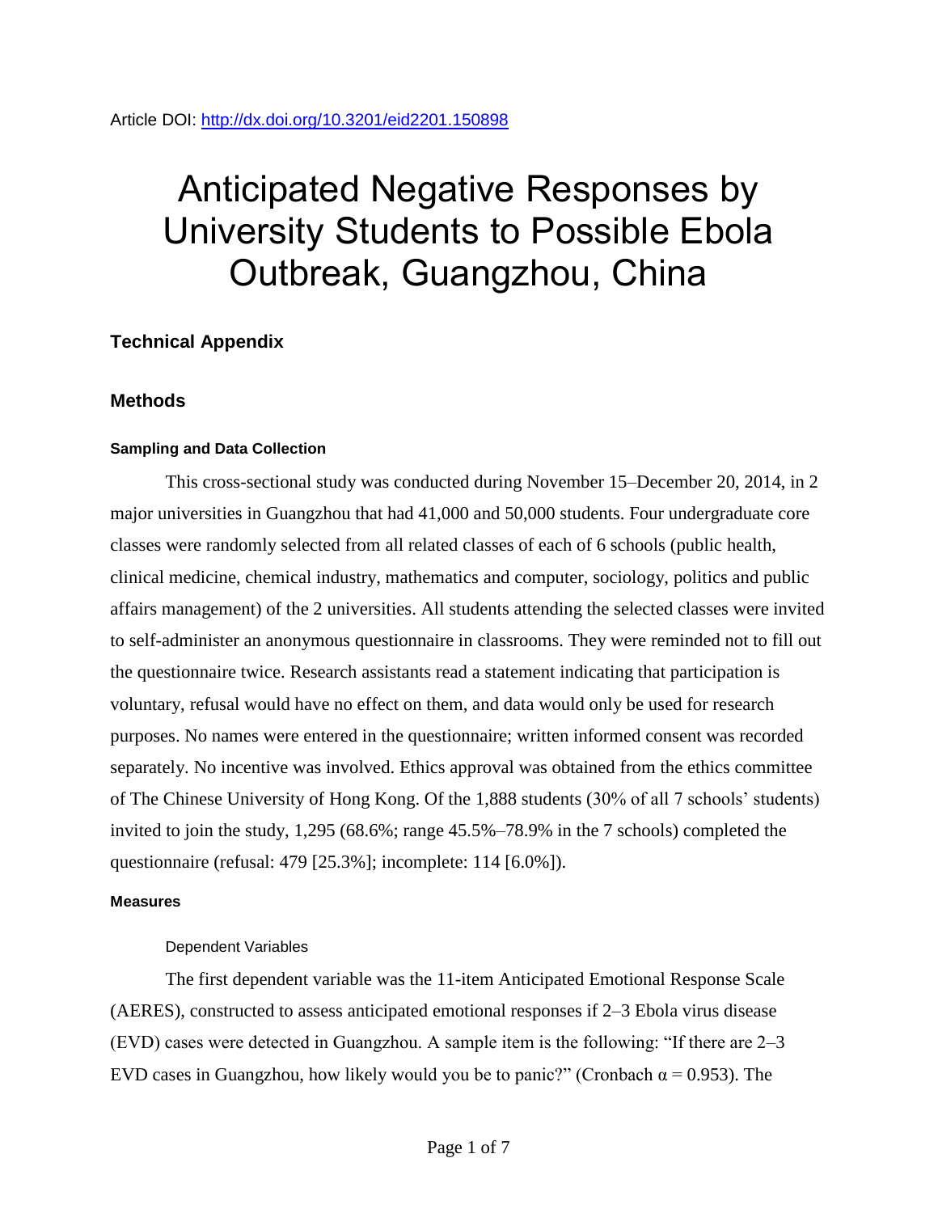Article DOI: http://dx.doi.org/10.3201/eid2201.150898

# Anticipated Negative Responses by University Students to Possible Ebola Outbreak, Guangzhou, China

## Technical Appendix

## Methods

#### Sampling and Data Collection

This cross-sectional study was conducted during November 15–December 20, 2014, in 2 major universities in Guangzhou that had 41,000 and 50,000 students. Four undergraduate core classes were randomly selected from all related classes of each of 6 schools (public health, clinical medicine, chemical industry, mathematics and computer, sociology, politics and public affairs management) of the 2 universities. All students attending the selected classes were invited to self-administer an anonymous questionnaire in classrooms. They were reminded not to fill out the questionnaire twice. Research assistants read a statement indicating that participation is voluntary, refusal would have no effect on them, and data would only be used for research purposes. No names were entered in the questionnaire; written informed consent was recorded separately. No incentive was involved. Ethics approval was obtained from the ethics committee of The Chinese University of Hong Kong. Of the 1,888 students (30% of all 7 schools' students) invited to join the study, 1,295 (68.6%; range 45.5%–78.9% in the 7 schools) completed the questionnaire (refusal: 479 [25.3%]; incomplete: 114 [6.0%]).

#### Measures

##### Dependent Variables

The first dependent variable was the 11-item Anticipated Emotional Response Scale (AERES), constructed to assess anticipated emotional responses if 2–3 Ebola virus disease (EVD) cases were detected in Guangzhou. A sample item is the following: "If there are 2–3 EVD cases in Guangzhou, how likely would you be to panic?" (Cronbach α = 0.953). The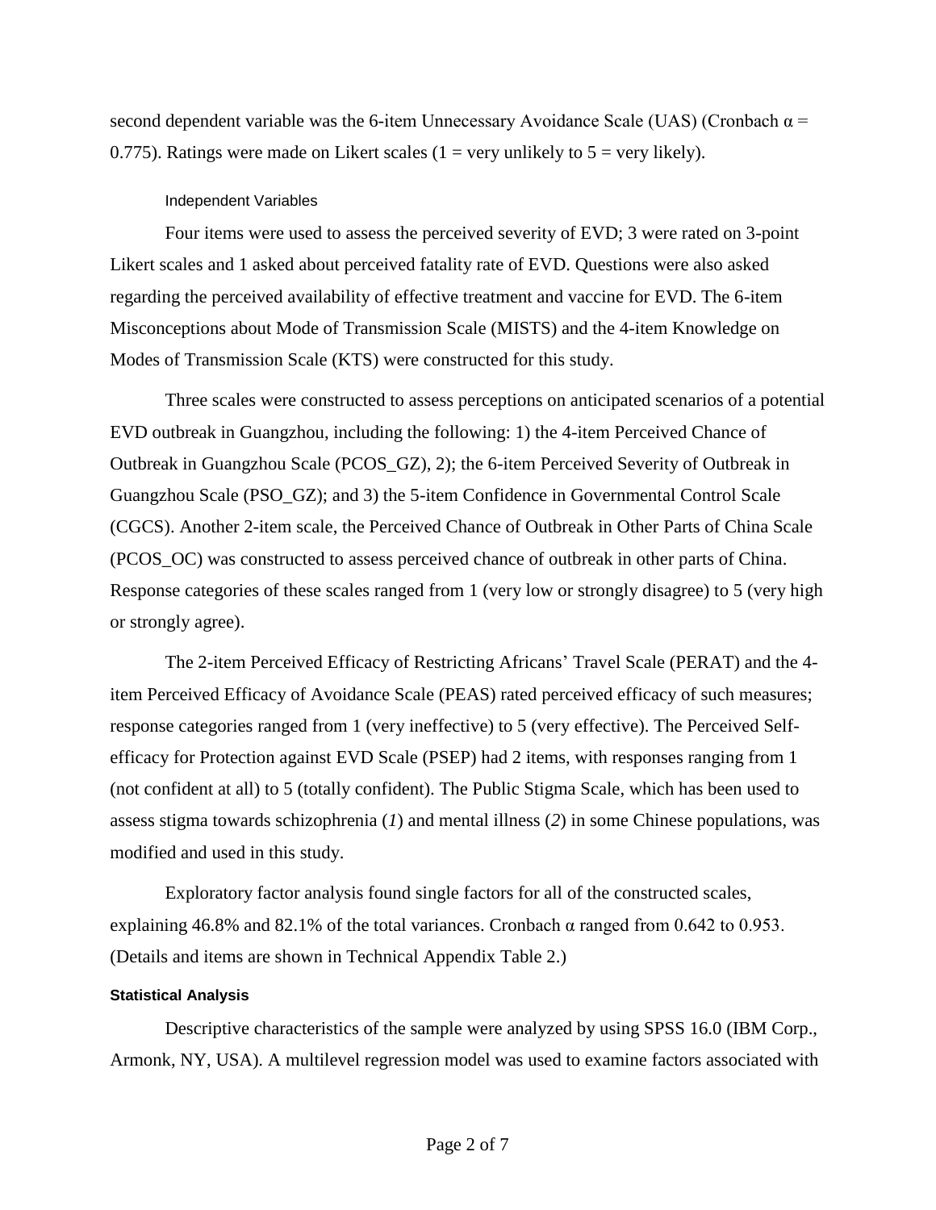second dependent variable was the 6-item Unnecessary Avoidance Scale (UAS) (Cronbach $\alpha = 0.775$). Ratings were made on Likert scales (1 = very unlikely to 5 = very likely).

### Independent Variables

Four items were used to assess the perceived severity of EVD; 3 were rated on 3-point Likert scales and 1 asked about perceived fatality rate of EVD. Questions were also asked regarding the perceived availability of effective treatment and vaccine for EVD. The 6-item Misconceptions about Mode of Transmission Scale (MISTS) and the 4-item Knowledge on Modes of Transmission Scale (KTS) were constructed for this study.

Three scales were constructed to assess perceptions on anticipated scenarios of a potential EVD outbreak in Guangzhou, including the following: 1) the 4-item Perceived Chance of Outbreak in Guangzhou Scale (PCOS_GZ), 2); the 6-item Perceived Severity of Outbreak in Guangzhou Scale (PSO_GZ); and 3) the 5-item Confidence in Governmental Control Scale (CGCS). Another 2-item scale, the Perceived Chance of Outbreak in Other Parts of China Scale (PCOS_OC) was constructed to assess perceived chance of outbreak in other parts of China. Response categories of these scales ranged from 1 (very low or strongly disagree) to 5 (very high or strongly agree).

The 2-item Perceived Efficacy of Restricting Africans' Travel Scale (PERAT) and the 4-item Perceived Efficacy of Avoidance Scale (PEAS) rated perceived efficacy of such measures; response categories ranged from 1 (very ineffective) to 5 (very effective). The Perceived Self-efficacy for Protection against EVD Scale (PSEP) had 2 items, with responses ranging from 1 (not confident at all) to 5 (totally confident). The Public Stigma Scale, which has been used to assess stigma towards schizophrenia (*1*) and mental illness (*2*) in some Chinese populations, was modified and used in this study.

Exploratory factor analysis found single factors for all of the constructed scales, explaining 46.8% and 82.1% of the total variances. Cronbach $\alpha$ ranged from 0.642 to 0.953. (Details and items are shown in Technical Appendix Table 2.)

## Statistical Analysis

Descriptive characteristics of the sample were analyzed by using SPSS 16.0 (IBM Corp., Armonk, NY, USA). A multilevel regression model was used to examine factors associated with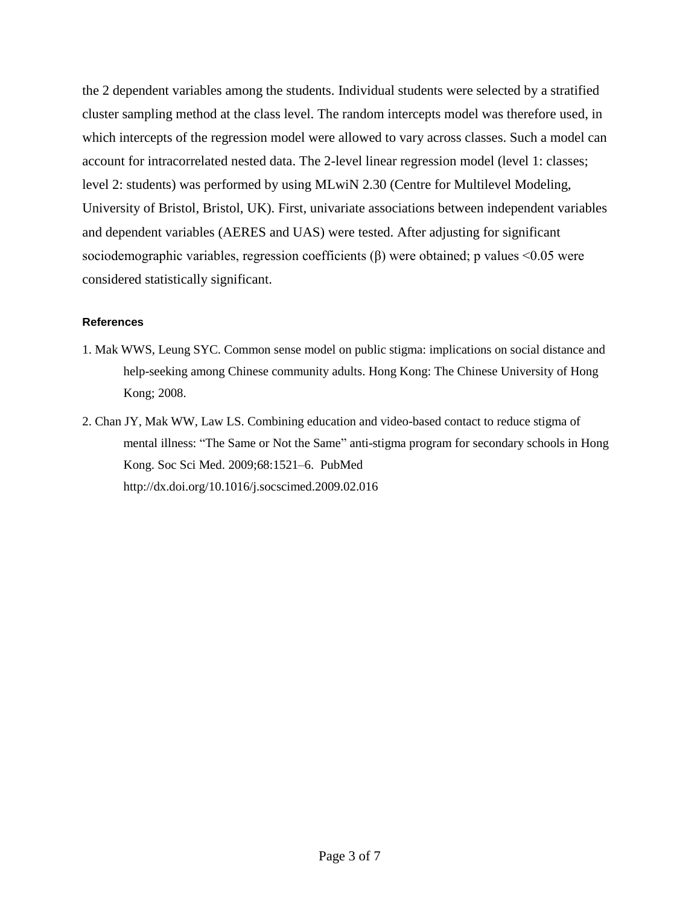the 2 dependent variables among the students. Individual students were selected by a stratified cluster sampling method at the class level. The random intercepts model was therefore used, in which intercepts of the regression model were allowed to vary across classes. Such a model can account for intracorrelated nested data. The 2-level linear regression model (level 1: classes; level 2: students) was performed by using MLwiN 2.30 (Centre for Multilevel Modeling, University of Bristol, Bristol, UK). First, univariate associations between independent variables and dependent variables (AERES and UAS) were tested. After adjusting for significant sociodemographic variables, regression coefficients (β) were obtained; p values <0.05 were considered statistically significant.

#### References

1. Mak WWS, Leung SYC. Common sense model on public stigma: implications on social distance and help-seeking among Chinese community adults. Hong Kong: The Chinese University of Hong Kong; 2008.
2. Chan JY, Mak WW, Law LS. Combining education and video-based contact to reduce stigma of mental illness: "The Same or Not the Same" anti-stigma program for secondary schools in Hong Kong. Soc Sci Med. 2009;68:1521–6. PubMed http://dx.doi.org/10.1016/j.socscimed.2009.02.016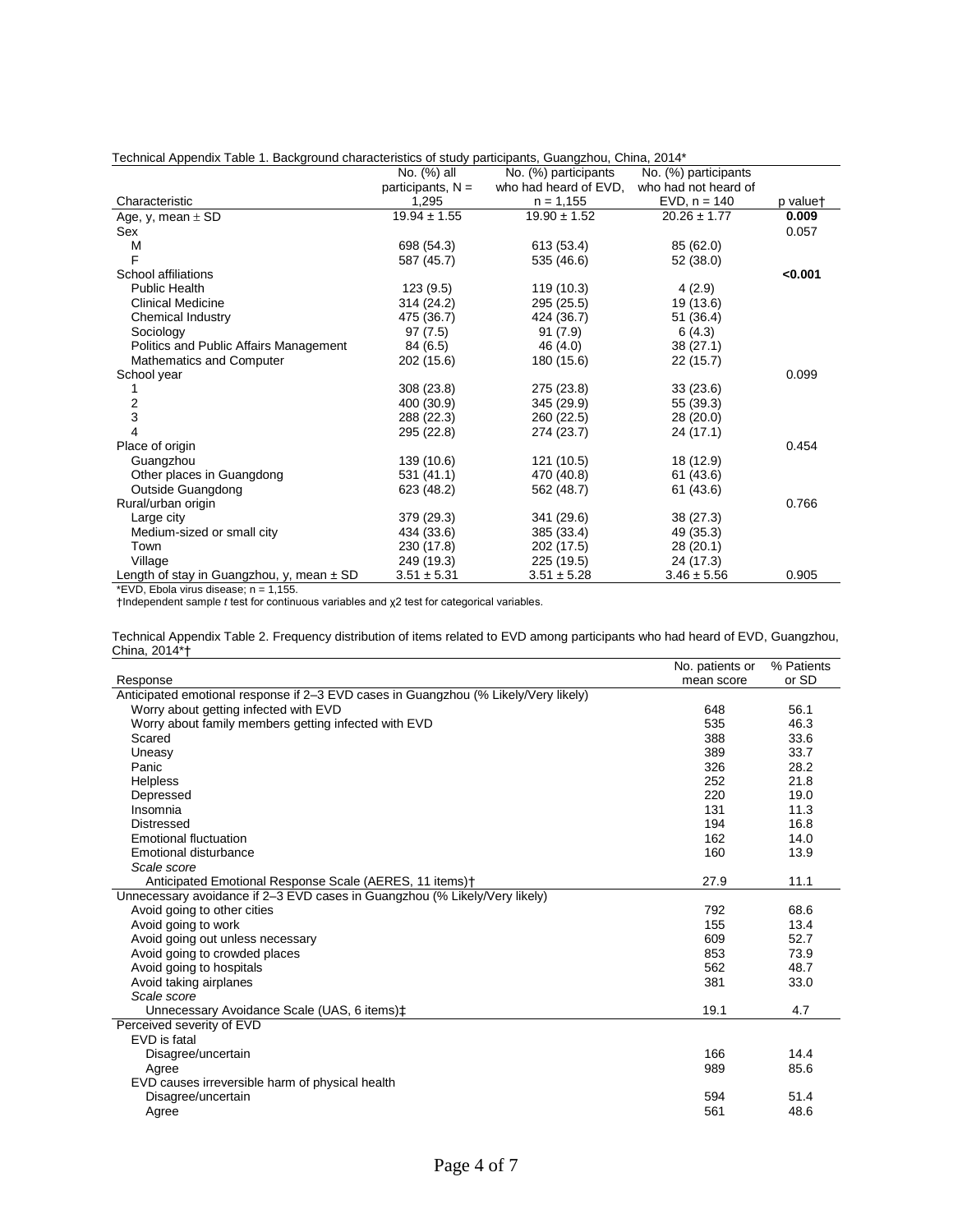Technical Appendix Table 1. Background characteristics of study participants, Guangzhou, China, 2014*

| Characteristic | No. (%) all participants, N = 1,295 | No. (%) participants who had heard of EVD, n = 1,155 | No. (%) participants who had not heard of EVD, n = 140 | p value† |
|---|---|---|---|---|
| Age, y, mean ± SD | 19.94 ± 1.55 | 19.90 ± 1.52 | 20.26 ± 1.77 | **0.009** |
| Sex | | | | 0.057 |
| M | 698 (54.3) | 613 (53.4) | 85 (62.0) | |
| F | 587 (45.7) | 535 (46.6) | 52 (38.0) | |
| School affiliations | | | | **<0.001** |
| Public Health | 123 (9.5) | 119 (10.3) | 4 (2.9) | |
| Clinical Medicine | 314 (24.2) | 295 (25.5) | 19 (13.6) | |
| Chemical Industry | 475 (36.7) | 424 (36.7) | 51 (36.4) | |
| Sociology | 97 (7.5) | 91 (7.9) | 6 (4.3) | |
| Politics and Public Affairs Management | 84 (6.5) | 46 (4.0) | 38 (27.1) | |
| Mathematics and Computer | 202 (15.6) | 180 (15.6) | 22 (15.7) | |
| School year | | | | 0.099 |
| 1 | 308 (23.8) | 275 (23.8) | 33 (23.6) | |
| 2 | 400 (30.9) | 345 (29.9) | 55 (39.3) | |
| 3 | 288 (22.3) | 260 (22.5) | 28 (20.0) | |
| 4 | 295 (22.8) | 274 (23.7) | 24 (17.1) | |
| Place of origin | | | | 0.454 |
| Guangzhou | 139 (10.6) | 121 (10.5) | 18 (12.9) | |
| Other places in Guangdong | 531 (41.1) | 470 (40.8) | 61 (43.6) | |
| Outside Guangdong | 623 (48.2) | 562 (48.7) | 61 (43.6) | |
| Rural/urban origin | | | | 0.766 |
| Large city | 379 (29.3) | 341 (29.6) | 38 (27.3) | |
| Medium-sized or small city | 434 (33.6) | 385 (33.4) | 49 (35.3) | |
| Town | 230 (17.8) | 202 (17.5) | 28 (20.1) | |
| Village | 249 (19.3) | 225 (19.5) | 24 (17.3) | |
| Length of stay in Guangzhou, y, mean ± SD | 3.51 ± 5.31 | 3.51 ± 5.28 | 3.46 ± 5.56 | 0.905 |

*EVD, Ebola virus disease; n = 1,155.
†Independent sample *t* test for continuous variables and $\chi^2$ test for categorical variables.

Technical Appendix Table 2. Frequency distribution of items related to EVD among participants who had heard of EVD, Guangzhou, China, 2014*†

| Response | No. patients or mean score | % Patients or SD |
|---|---|---|
| Anticipated emotional response if 2–3 EVD cases in Guangzhou (% Likely/Very likely) | | |
| Worry about getting infected with EVD | 648 | 56.1 |
| Worry about family members getting infected with EVD | 535 | 46.3 |
| Scared | 388 | 33.6 |
| Uneasy | 389 | 33.7 |
| Panic | 326 | 28.2 |
| Helpless | 252 | 21.8 |
| Depressed | 220 | 19.0 |
| Insomnia | 131 | 11.3 |
| Distressed | 194 | 16.8 |
| Emotional fluctuation | 162 | 14.0 |
| Emotional disturbance | 160 | 13.9 |
| *Scale score* | | |
| Anticipated Emotional Response Scale (AERES, 11 items)† | 27.9 | 11.1 |
| Unnecessary avoidance if 2–3 EVD cases in Guangzhou (% Likely/Very likely) | | |
| Avoid going to other cities | 792 | 68.6 |
| Avoid going to work | 155 | 13.4 |
| Avoid going out unless necessary | 609 | 52.7 |
| Avoid going to crowded places | 853 | 73.9 |
| Avoid going to hospitals | 562 | 48.7 |
| Avoid taking airplanes | 381 | 33.0 |
| *Scale score* | | |
| Unnecessary Avoidance Scale (UAS, 6 items)‡ | 19.1 | 4.7 |
| Perceived severity of EVD | | |
| EVD is fatal | | |
| Disagree/uncertain | 166 | 14.4 |
| Agree | 989 | 85.6 |
| EVD causes irreversible harm of physical health | | |
| Disagree/uncertain | 594 | 51.4 |
| Agree | 561 | 48.6 |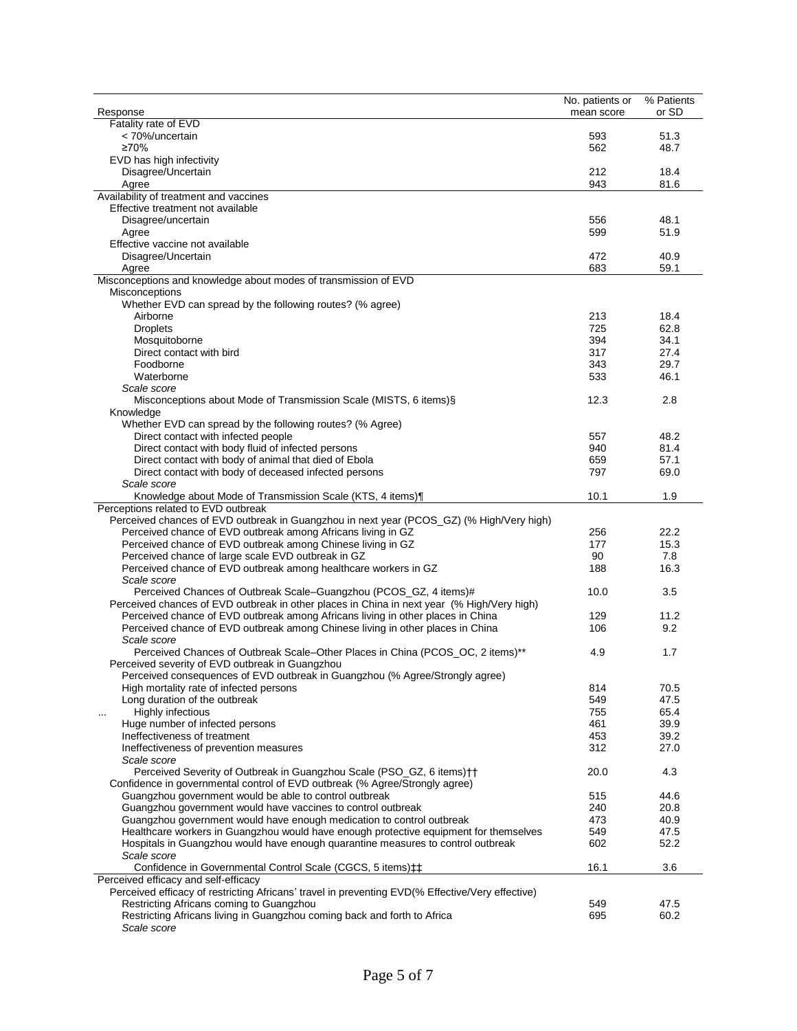| Response | No. patients or mean score | % Patients or SD |
|---|---|---|
| Fatality rate of EVD | | |
| < 70%/uncertain | 593 | 51.3 |
| ≥70% | 562 | 48.7 |
| EVD has high infectivity | | |
| Disagree/Uncertain | 212 | 18.4 |
| Agree | 943 | 81.6 |
| Availability of treatment and vaccines | | |
| Effective treatment not available | | |
| Disagree/uncertain | 556 | 48.1 |
| Agree | 599 | 51.9 |
| Effective vaccine not available | | |
| Disagree/Uncertain | 472 | 40.9 |
| Agree | 683 | 59.1 |
| Misconceptions and knowledge about modes of transmission of EVD | | |
| Misconceptions | | |
| Whether EVD can spread by the following routes? (% agree) | | |
| Airborne | 213 | 18.4 |
| Droplets | 725 | 62.8 |
| Mosquitoborne | 394 | 34.1 |
| Direct contact with bird | 317 | 27.4 |
| Foodborne | 343 | 29.7 |
| Waterborne | 533 | 46.1 |
| *Scale score* | | |
| Misconceptions about Mode of Transmission Scale (MISTS, 6 items)§ | 12.3 | 2.8 |
| Knowledge | | |
| Whether EVD can spread by the following routes? (% Agree) | | |
| Direct contact with infected people | 557 | 48.2 |
| Direct contact with body fluid of infected persons | 940 | 81.4 |
| Direct contact with body of animal that died of Ebola | 659 | 57.1 |
| Direct contact with body of deceased infected persons | 797 | 69.0 |
| *Scale score* | | |
| Knowledge about Mode of Transmission Scale (KTS, 4 items)¶ | 10.1 | 1.9 |
| Perceptions related to EVD outbreak | | |
| Perceived chances of EVD outbreak in Guangzhou in next year (PCOS_GZ) (% High/Very high) | | |
| Perceived chance of EVD outbreak among Africans living in GZ | 256 | 22.2 |
| Perceived chance of EVD outbreak among Chinese living in GZ | 177 | 15.3 |
| Perceived chance of large scale EVD outbreak in GZ | 90 | 7.8 |
| Perceived chance of EVD outbreak among healthcare workers in GZ | 188 | 16.3 |
| *Scale score* | | |
| Perceived Chances of Outbreak Scale–Guangzhou (PCOS_GZ, 4 items)# | 10.0 | 3.5 |
| Perceived chances of EVD outbreak in other places in China in next year (% High/Very high) | | |
| Perceived chance of EVD outbreak among Africans living in other places in China | 129 | 11.2 |
| Perceived chance of EVD outbreak among Chinese living in other places in China | 106 | 9.2 |
| *Scale score* | | |
| Perceived Chances of Outbreak Scale–Other Places in China (PCOS_OC, 2 items)** | 4.9 | 1.7 |
| Perceived severity of EVD outbreak in Guangzhou | | |
| Perceived consequences of EVD outbreak in Guangzhou (% Agree/Strongly agree) | | |
| High mortality rate of infected persons | 814 | 70.5 |
| Long duration of the outbreak | 549 | 47.5 |
| ... Highly infectious | 755 | 65.4 |
| Huge number of infected persons | 461 | 39.9 |
| Ineffectiveness of treatment | 453 | 39.2 |
| Ineffectiveness of prevention measures | 312 | 27.0 |
| *Scale score* | | |
| Perceived Severity of Outbreak in Guangzhou Scale (PSO_GZ, 6 items)†† | 20.0 | 4.3 |
| Confidence in governmental control of EVD outbreak (% Agree/Strongly agree) | | |
| Guangzhou government would be able to control outbreak | 515 | 44.6 |
| Guangzhou government would have vaccines to control outbreak | 240 | 20.8 |
| Guangzhou government would have enough medication to control outbreak | 473 | 40.9 |
| Healthcare workers in Guangzhou would have enough protective equipment for themselves | 549 | 47.5 |
| Hospitals in Guangzhou would have enough quarantine measures to control outbreak | 602 | 52.2 |
| *Scale score* | | |
| Confidence in Governmental Control Scale (CGCS, 5 items)‡‡ | 16.1 | 3.6 |
| Perceived efficacy and self-efficacy | | |
| Perceived efficacy of restricting Africans' travel in preventing EVD(% Effective/Very effective) | | |
| Restricting Africans coming to Guangzhou | 549 | 47.5 |
| Restricting Africans living in Guangzhou coming back and forth to Africa | 695 | 60.2 |
| *Scale score* | | |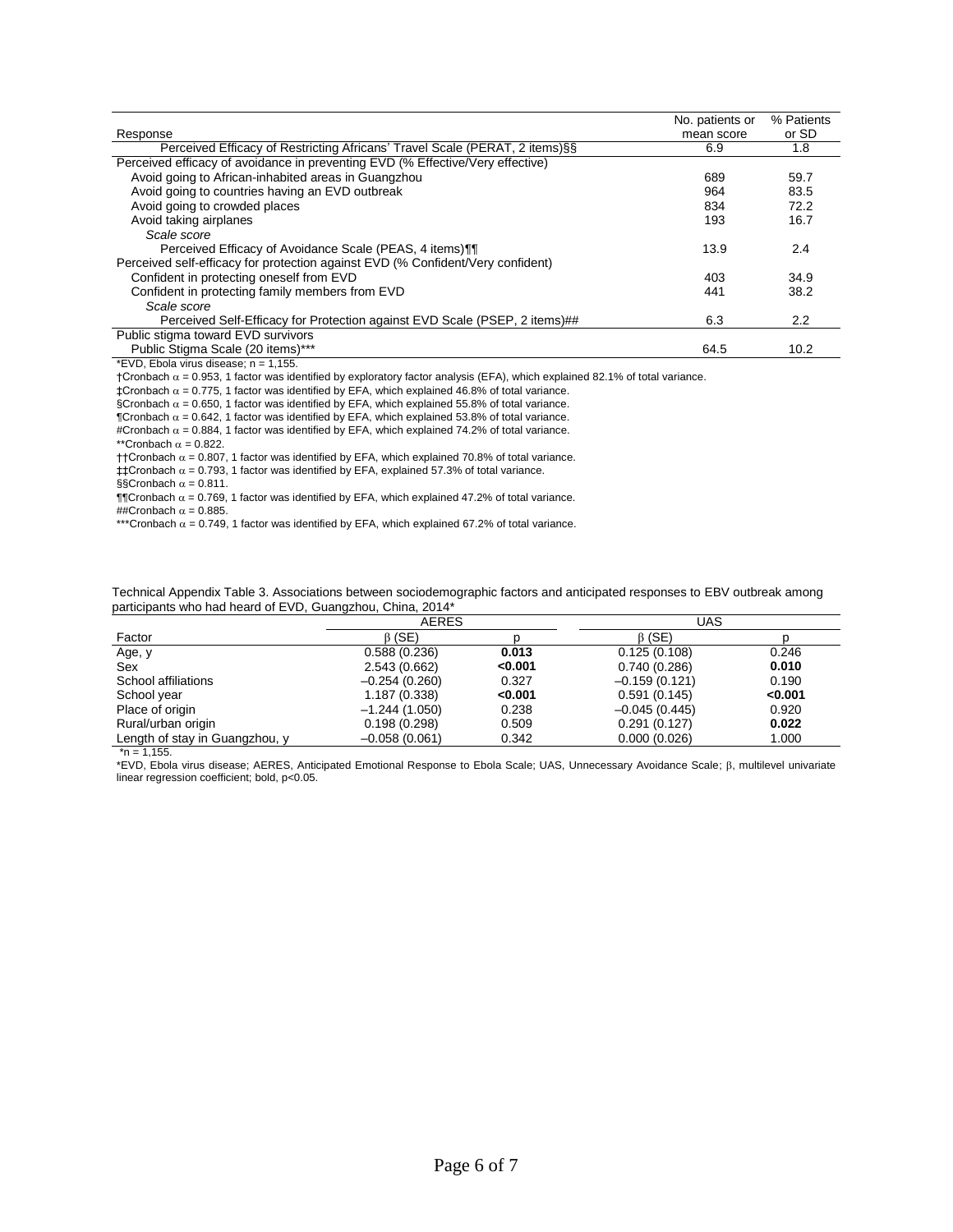| Response | No. patients or mean score | % Patients or SD |
|---|---|---|
| Perceived Efficacy of Restricting Africans' Travel Scale (PERAT, 2 items)§§ | 6.9 | 1.8 |
| Perceived efficacy of avoidance in preventing EVD (% Effective/Very effective) | | |
| Avoid going to African-inhabited areas in Guangzhou | 689 | 59.7 |
| Avoid going to countries having an EVD outbreak | 964 | 83.5 |
| Avoid going to crowded places | 834 | 72.2 |
| Avoid taking airplanes | 193 | 16.7 |
| *Scale score* | | |
| Perceived Efficacy of Avoidance Scale (PEAS, 4 items)¶¶ | 13.9 | 2.4 |
| Perceived self-efficacy for protection against EVD (% Confident/Very confident) | | |
| Confident in protecting oneself from EVD | 403 | 34.9 |
| Confident in protecting family members from EVD | 441 | 38.2 |
| *Scale score* | | |
| Perceived Self-Efficacy for Protection against EVD Scale (PSEP, 2 items)## | 6.3 | 2.2 |
| Public stigma toward EVD survivors | | |
| Public Stigma Scale (20 items)*** | 64.5 | 10.2 |

*EVD, Ebola virus disease; n = 1,155.

†Cronbach $\alpha$ = 0.953, 1 factor was identified by exploratory factor analysis (EFA), which explained 82.1% of total variance.

‡Cronbach $\alpha$ = 0.775, 1 factor was identified by EFA, which explained 46.8% of total variance.

§Cronbach $\alpha$ = 0.650, 1 factor was identified by EFA, which explained 55.8% of total variance.

¶Cronbach $\alpha$ = 0.642, 1 factor was identified by EFA, which explained 53.8% of total variance.

#Cronbach $\alpha$ = 0.884, 1 factor was identified by EFA, which explained 74.2% of total variance.

**Cronbach $\alpha$ = 0.822.

††Cronbach $\alpha$ = 0.807, 1 factor was identified by EFA, which explained 70.8% of total variance.

‡‡Cronbach $\alpha$ = 0.793, 1 factor was identified by EFA, explained 57.3% of total variance.

§§Cronbach $\alpha$ = 0.811.

¶¶Cronbach $\alpha$ = 0.769, 1 factor was identified by EFA, which explained 47.2% of total variance.

##Cronbach $\alpha$ = 0.885.

***Cronbach $\alpha$ = 0.749, 1 factor was identified by EFA, which explained 67.2% of total variance.

Technical Appendix Table 3. Associations between sociodemographic factors and anticipated responses to EBV outbreak among participants who had heard of EVD, Guangzhou, China, 2014*

| | AERES | | UAS | |
|---|---|---|---|---|
| Factor | $\beta$ (SE) | p | $\beta$ (SE) | p |
| Age, y | 0.588 (0.236) | **0.013** | 0.125 (0.108) | 0.246 |
| Sex | 2.543 (0.662) | **<0.001** | 0.740 (0.286) | **0.010** |
| School affiliations | –0.254 (0.260) | 0.327 | –0.159 (0.121) | 0.190 |
| School year | 1.187 (0.338) | **<0.001** | 0.591 (0.145) | **<0.001** |
| Place of origin | –1.244 (1.050) | 0.238 | –0.045 (0.445) | 0.920 |
| Rural/urban origin | 0.198 (0.298) | 0.509 | 0.291 (0.127) | **0.022** |
| Length of stay in Guangzhou, y | –0.058 (0.061) | 0.342 | 0.000 (0.026) | 1.000 |

*n = 1,155.

*EVD, Ebola virus disease; AERES, Anticipated Emotional Response to Ebola Scale; UAS, Unnecessary Avoidance Scale; $\beta$, multilevel univariate linear regression coefficient; bold, p<0.05.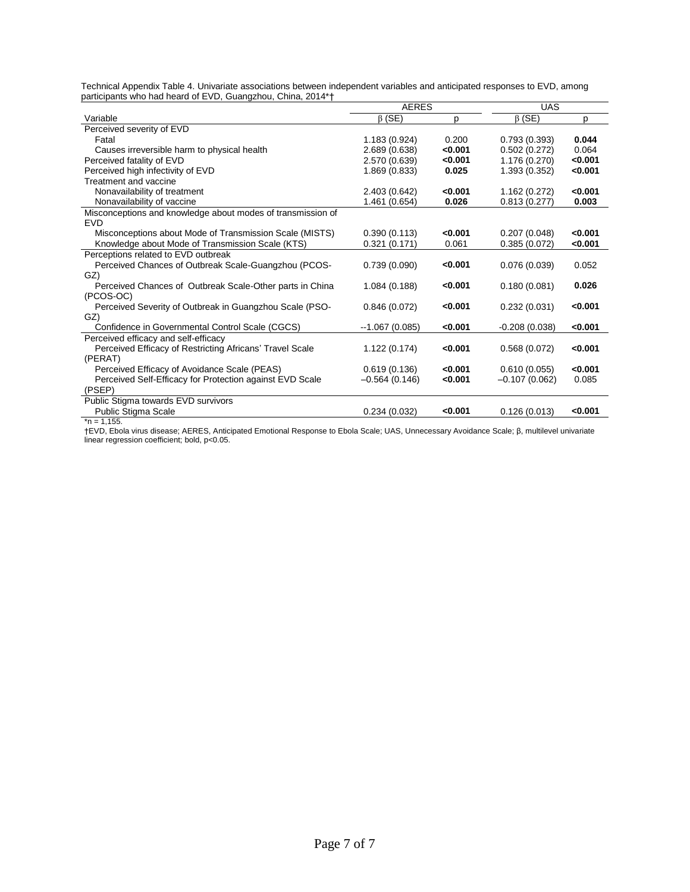Technical Appendix Table 4. Univariate associations between independent variables and anticipated responses to EVD, among participants who had heard of EVD, Guangzhou, China, 2014*†

| Variable | AERES | | UAS | |
|---|---|---|---|---|
| | β (SE) | p | β (SE) | p |
| Perceived severity of EVD | | | | |
| Fatal | 1.183 (0.924) | 0.200 | 0.793 (0.393) | **0.044** |
| Causes irreversible harm to physical health | 2.689 (0.638) | **<0.001** | 0.502 (0.272) | 0.064 |
| Perceived fatality of EVD | 2.570 (0.639) | **<0.001** | 1.176 (0.270) | **<0.001** |
| Perceived high infectivity of EVD | 1.869 (0.833) | **0.025** | 1.393 (0.352) | **<0.001** |
| Treatment and vaccine | | | | |
| Nonavailability of treatment | 2.403 (0.642) | **<0.001** | 1.162 (0.272) | **<0.001** |
| Nonavailability of vaccine | 1.461 (0.654) | **0.026** | 0.813 (0.277) | **0.003** |
| Misconceptions and knowledge about modes of transmission of EVD | | | | |
| Misconceptions about Mode of Transmission Scale (MISTS) | 0.390 (0.113) | **<0.001** | 0.207 (0.048) | **<0.001** |
| Knowledge about Mode of Transmission Scale (KTS) | 0.321 (0.171) | 0.061 | 0.385 (0.072) | **<0.001** |
| Perceptions related to EVD outbreak | | | | |
| Perceived Chances of Outbreak Scale-Guangzhou (PCOS-GZ) | 0.739 (0.090) | **<0.001** | 0.076 (0.039) | 0.052 |
| Perceived Chances of Outbreak Scale-Other parts in China (PCOS-OC) | 1.084 (0.188) | **<0.001** | 0.180 (0.081) | **0.026** |
| Perceived Severity of Outbreak in Guangzhou Scale (PSO-GZ) | 0.846 (0.072) | **<0.001** | 0.232 (0.031) | **<0.001** |
| Confidence in Governmental Control Scale (CGCS) | --1.067 (0.085) | **<0.001** | -0.208 (0.038) | **<0.001** |
| Perceived efficacy and self-efficacy | | | | |
| Perceived Efficacy of Restricting Africans' Travel Scale (PERAT) | 1.122 (0.174) | **<0.001** | 0.568 (0.072) | **<0.001** |
| Perceived Efficacy of Avoidance Scale (PEAS) | 0.619 (0.136) | **<0.001** | 0.610 (0.055) | **<0.001** |
| Perceived Self-Efficacy for Protection against EVD Scale (PSEP) | –0.564 (0.146) | **<0.001** | –0.107 (0.062) | 0.085 |
| Public Stigma towards EVD survivors | | | | |
| Public Stigma Scale | 0.234 (0.032) | **<0.001** | 0.126 (0.013) | **<0.001** |

*n = 1,155.

†EVD, Ebola virus disease; AERES, Anticipated Emotional Response to Ebola Scale; UAS, Unnecessary Avoidance Scale; β, multilevel univariate linear regression coefficient; bold, $p<0.05$.